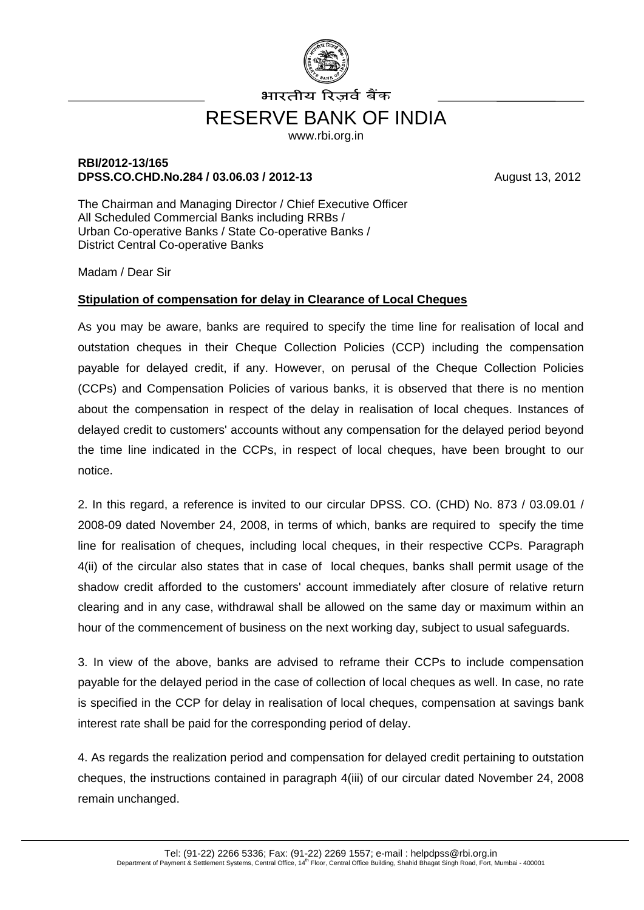भारतीय रिज़र्व बैंक

# RESERVE BANK OF INDIA

www.rbi.org.in

**RBI/2012-13/165**
**DPSS.CO.CHD.No.284 / 03.06.03 / 2012-13**

August 13, 2012

The Chairman and Managing Director / Chief Executive Officer
All Scheduled Commercial Banks including RRBs /
Urban Co-operative Banks / State Co-operative Banks /
District Central Co-operative Banks

Madam / Dear Sir

**Stipulation of compensation for delay in Clearance of Local Cheques**

As you may be aware, banks are required to specify the time line for realisation of local and outstation cheques in their Cheque Collection Policies (CCP) including the compensation payable for delayed credit, if any. However, on perusal of the Cheque Collection Policies (CCPs) and Compensation Policies of various banks, it is observed that there is no mention about the compensation in respect of the delay in realisation of local cheques. Instances of delayed credit to customers' accounts without any compensation for the delayed period beyond the time line indicated in the CCPs, in respect of local cheques, have been brought to our notice.

2. In this regard, a reference is invited to our circular DPSS. CO. (CHD) No. 873 / 03.09.01 / 2008-09 dated November 24, 2008, in terms of which, banks are required to specify the time line for realisation of cheques, including local cheques, in their respective CCPs. Paragraph 4(ii) of the circular also states that in case of local cheques, banks shall permit usage of the shadow credit afforded to the customers' account immediately after closure of relative return clearing and in any case, withdrawal shall be allowed on the same day or maximum within an hour of the commencement of business on the next working day, subject to usual safeguards.

3. In view of the above, banks are advised to reframe their CCPs to include compensation payable for the delayed period in the case of collection of local cheques as well. In case, no rate is specified in the CCP for delay in realisation of local cheques, compensation at savings bank interest rate shall be paid for the corresponding period of delay.

4. As regards the realization period and compensation for delayed credit pertaining to outstation cheques, the instructions contained in paragraph 4(iii) of our circular dated November 24, 2008 remain unchanged.

Tel: (91-22) 2266 5336; Fax: (91-22) 2269 1557; e-mail : helpdpss@rbi.org.in
Department of Payment & Settlement Systems, Central Office, 14th Floor, Central Office Building, Shahid Bhagat Singh Road, Fort, Mumbai - 400001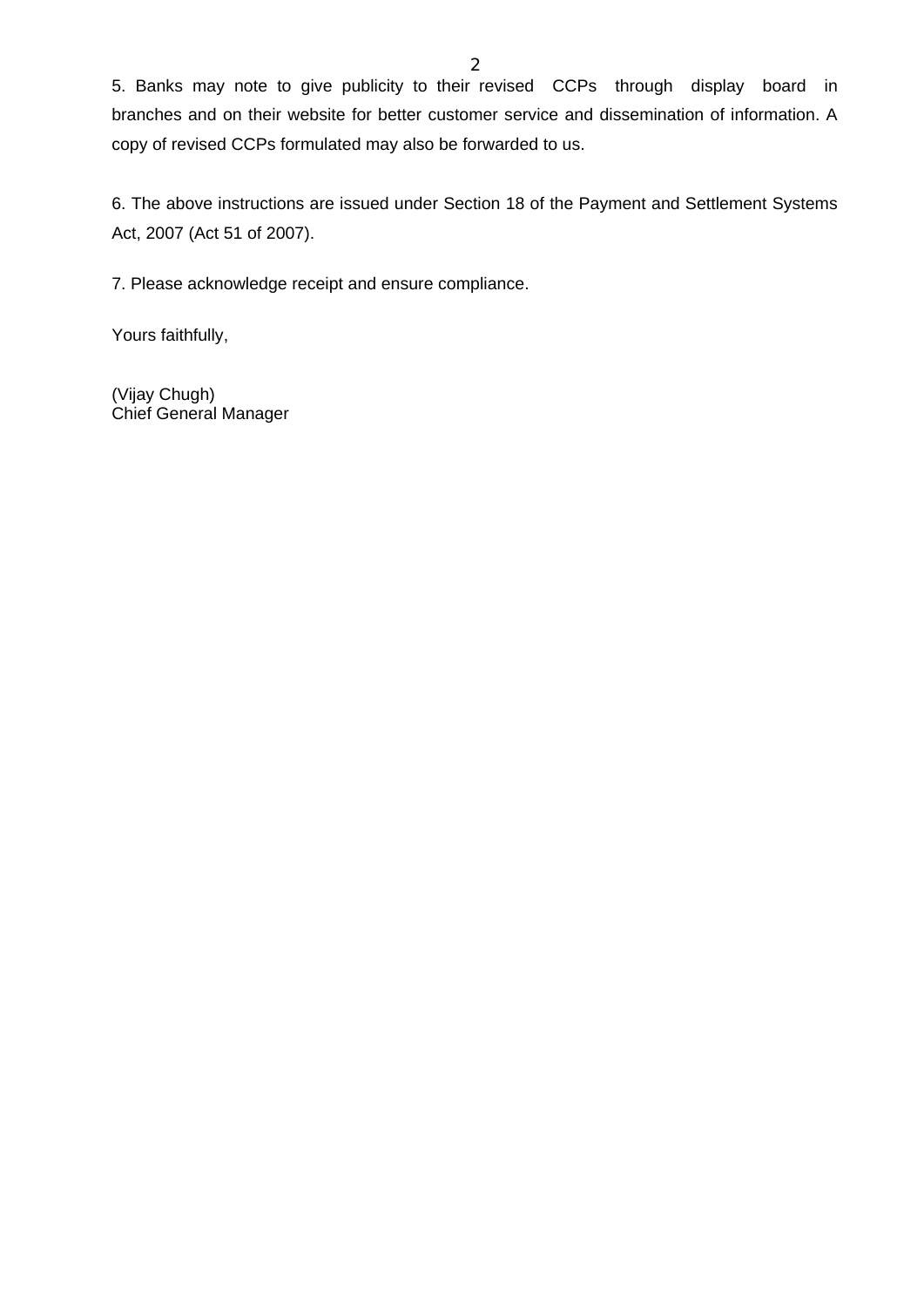5. Banks may note to give publicity to their revised CCPs through display board in branches and on their website for better customer service and dissemination of information. A copy of revised CCPs formulated may also be forwarded to us.

6. The above instructions are issued under Section 18 of the Payment and Settlement Systems Act, 2007 (Act 51 of 2007).

7. Please acknowledge receipt and ensure compliance.

Yours faithfully,

(Vijay Chugh)  
Chief General Manager